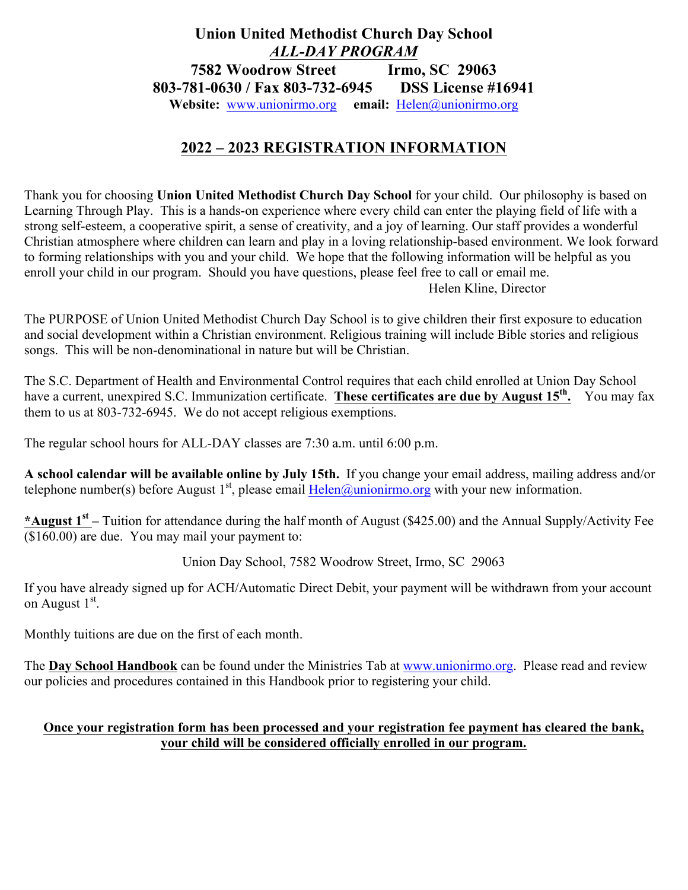# Union United Methodist Church Day School

## *ALL-DAY PROGRAM*

**7582 Woodrow Street Irmo, SC 29063**

**803-781-0630 / Fax 803-732-6945 DSS License #16941**

**Website:** www.unionirmo.org **email:** Helen@unionirmo.org

## 2022 – 2023 REGISTRATION INFORMATION

Thank you for choosing **Union United Methodist Church Day School** for your child. Our philosophy is based on Learning Through Play. This is a hands-on experience where every child can enter the playing field of life with a strong self-esteem, a cooperative spirit, a sense of creativity, and a joy of learning. Our staff provides a wonderful Christian atmosphere where children can learn and play in a loving relationship-based environment. We look forward to forming relationships with you and your child. We hope that the following information will be helpful as you enroll your child in our program. Should you have questions, please feel free to call or email me.

Helen Kline, Director

The PURPOSE of Union United Methodist Church Day School is to give children their first exposure to education and social development within a Christian environment. Religious training will include Bible stories and religious songs. This will be non-denominational in nature but will be Christian.

The S.C. Department of Health and Environmental Control requires that each child enrolled at Union Day School have a current, unexpired S.C. Immunization certificate. **These certificates are due by August 15th.** You may fax them to us at 803-732-6945. We do not accept religious exemptions.

The regular school hours for ALL-DAY classes are 7:30 a.m. until 6:00 p.m.

**A school calendar will be available online by July 15th.** If you change your email address, mailing address and/or telephone number(s) before August 1st, please email Helen@unionirmo.org with your new information.

**\*August 1st** – Tuition for attendance during the half month of August ($425.00) and the Annual Supply/Activity Fee ($160.00) are due. You may mail your payment to:

Union Day School, 7582 Woodrow Street, Irmo, SC 29063

If you have already signed up for ACH/Automatic Direct Debit, your payment will be withdrawn from your account on August 1st.

Monthly tuitions are due on the first of each month.

The **Day School Handbook** can be found under the Ministries Tab at www.unionirmo.org. Please read and review our policies and procedures contained in this Handbook prior to registering your child.

**Once your registration form has been processed and your registration fee payment has cleared the bank, your child will be considered officially enrolled in our program.**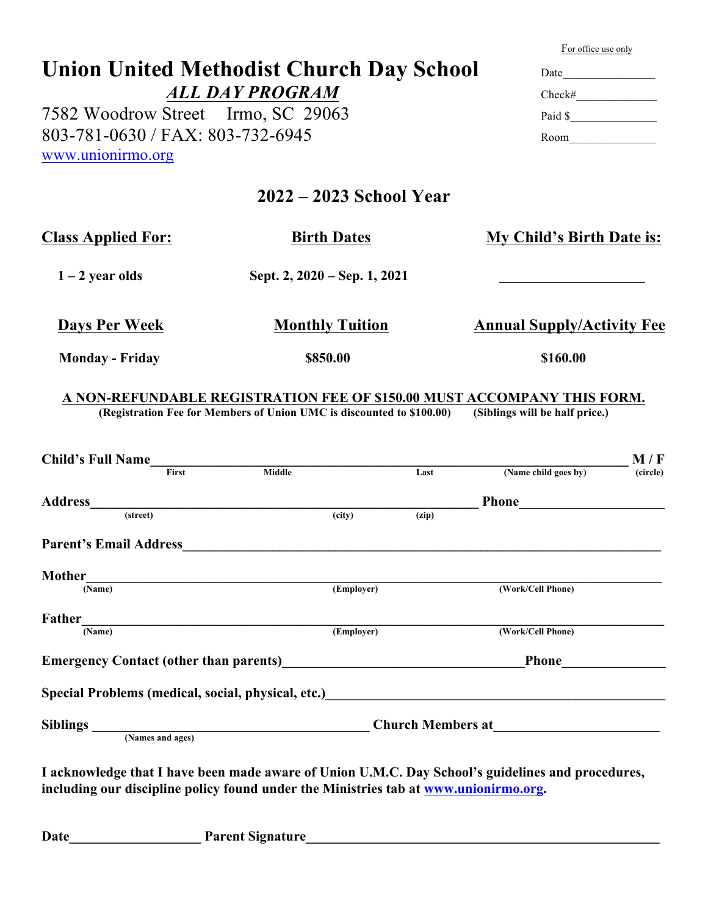For office use only

Date_______________

Check#_____________

Paid $_____________

Room______________

# Union United Methodist Church Day School

***ALL DAY PROGRAM***

7582 Woodrow Street Irmo, SC 29063

803-781-0630 / FAX: 803-732-6945

www.unionirmo.org

## 2022 – 2023 School Year

| **Class Applied For:** | **Birth Dates** | **My Child's Birth Date is:** |
|---|---|---|
| **1 – 2 year olds** | **Sept. 2, 2020 – Sep. 1, 2021** | ____________________ |

| **Days Per Week** | **Monthly Tuition** | **Annual Supply/Activity Fee** |
|---|---|---|
| **Monday - Friday** | **$850.00** | **$160.00** |

**A NON-REFUNDABLE REGISTRATION FEE OF $150.00 MUST ACCOMPANY THIS FORM.**

**(Registration Fee for Members of Union UMC is discounted to $100.00) (Siblings will be half price.)**

**Child's Full Name**____________________________________________________________ **M / F**

(First) (Middle) (Last) (Name child goes by) (circle)

**Address**______________________________________________ **Phone**____________________

(street) (city) (zip)

**Parent's Email Address**___________________________________________________________

**Mother**__________________________________________________________________

(Name) (Employer) (Work/Cell Phone)

**Father**__________________________________________________________________

(Name) (Employer) (Work/Cell Phone)

**Emergency Contact (other than parents)**______________________________**Phone**_______________

**Special Problems (medical, social, physical, etc.)**__________________________________________

**Siblings** ____________________________________ **Church Members at**_______________________

(Names and ages)

**I acknowledge that I have been made aware of Union U.M.C. Day School's guidelines and procedures, including our discipline policy found under the Ministries tab at www.unionirmo.org.**

**Date**___________________ **Parent Signature**_______________________________________________